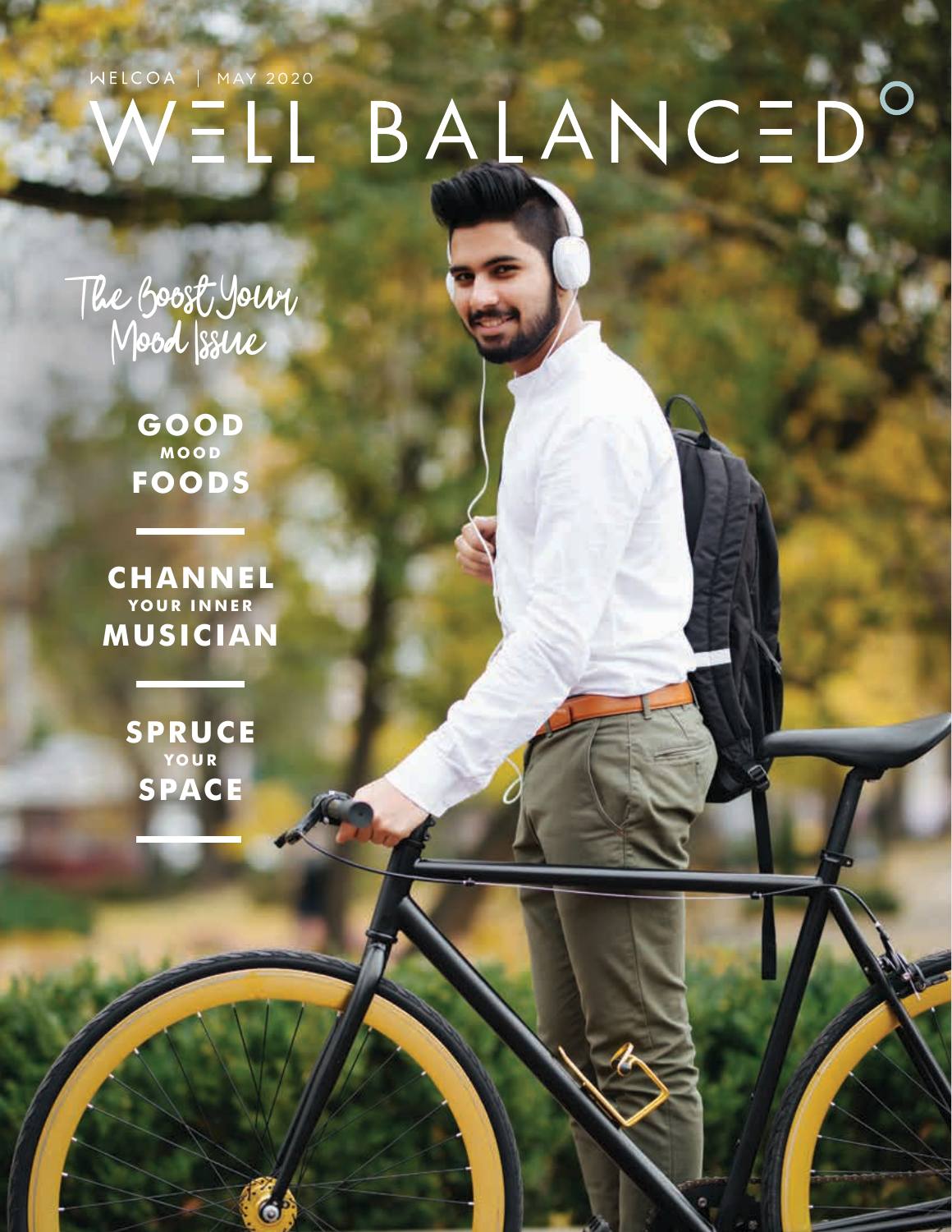WELCOA | MAY 2020

# WELL BALANCED°

The Boost Your Mood Issue

**GOOD MOOD FOODS**

**CHANNEL YOUR INNER MUSICIAN**

**SPRUCE YOUR SPACE**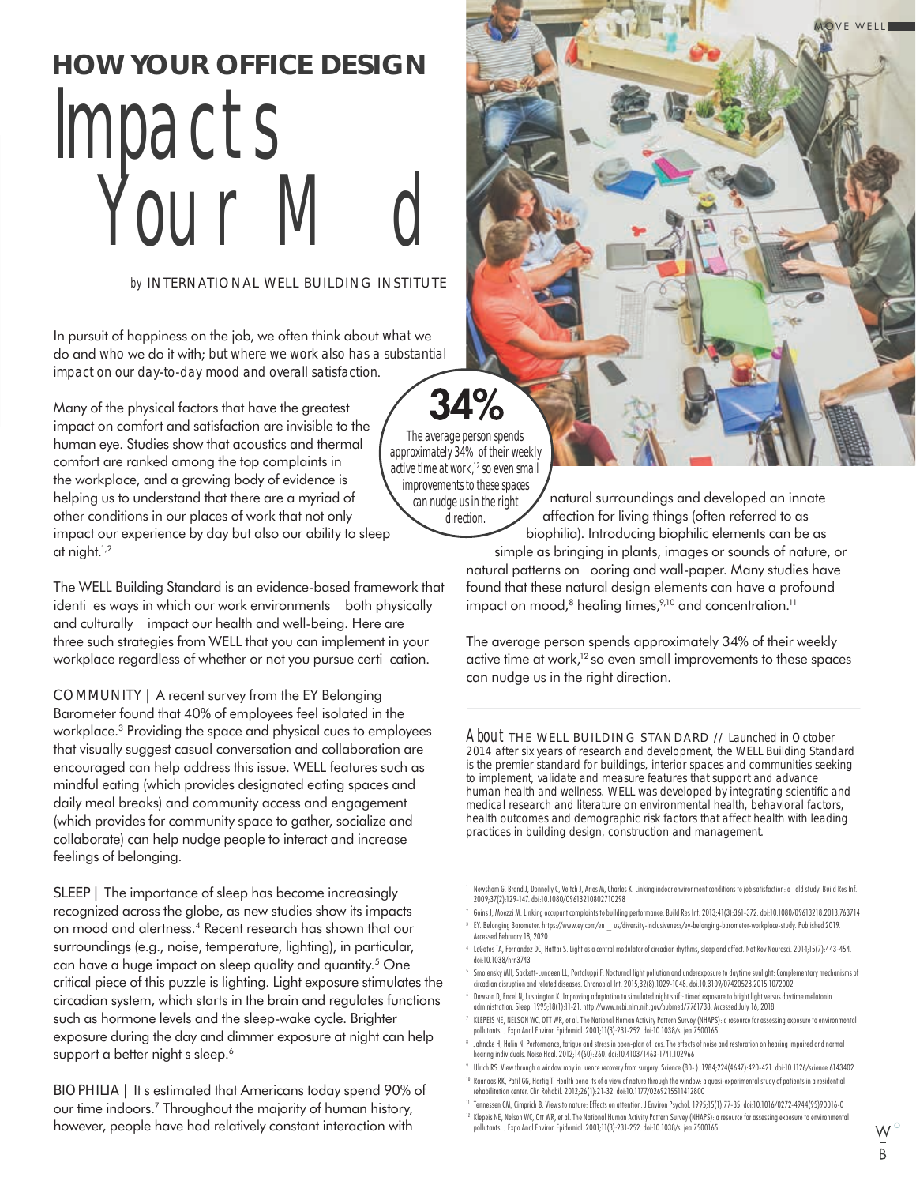# HOW YOUR OFFICE DESIGN Impacts Your Mind

by INTERNATIONAL WELL BUILDING INSTITUTE

*In pursuit of happiness on the job, we often think about what we do and who we do it with; but where we work also has a substantial impact on our day-to-day mood and overall satisfaction.*

Many of the physical factors that have the greatest impact on comfort and satisfaction are invisible to the human eye. Studies show that acoustics and thermal comfort are ranked among the top complaints in the workplace, and a growing body of evidence is helping us to understand that there are a myriad of other conditions in our places of work that not only impact our experience by day but also our ability to sleep at night.[1,2]

**34%**

The average person spends approximately 34% of their weekly active time at work,[12] so even small improvements to these spaces can nudge us in the right direction.

The WELL Building Standard is an evidence-based framework that identifies ways in which our work environments both physically and culturally impact our health and well-being. Here are three such strategies from WELL that you can implement in your workplace regardless of whether or not you pursue certification.

COMMUNITY | A recent survey from the EY Belonging Barometer found that 40% of employees feel isolated in the workplace.[3] Providing the space and physical cues to employees that visually suggest casual conversation and collaboration are encouraged can help address this issue. WELL features such as mindful eating (which provides designated eating spaces and daily meal breaks) and community access and engagement (which provides for community space to gather, socialize and collaborate) can help nudge people to interact and increase feelings of belonging.

SLEEP | The importance of sleep has become increasingly recognized across the globe, as new studies show its impacts on mood and alertness.[4] Recent research has shown that our surroundings (e.g., noise, temperature, lighting), in particular, can have a huge impact on sleep quality and quantity.[5] One critical piece of this puzzle is lighting. Light exposure stimulates the circadian system, which starts in the brain and regulates functions such as hormone levels and the sleep-wake cycle. Brighter exposure during the day and dimmer exposure at night can help support a better night's sleep.[6]

BIOPHILIA | It's estimated that Americans today spend 90% of our time indoors.[7] Throughout the majority of human history, however, people have had relatively constant interaction with natural surroundings and developed an innate affection for living things (often referred to as biophilia). Introducing biophilic elements can be as simple as bringing in plants, images or sounds of nature, or natural patterns on flooring and wall-paper. Many studies have found that these natural design elements can have a profound impact on mood,[8] healing times,[9,10] and concentration.[11]

The average person spends approximately 34% of their weekly active time at work,[12] so even small improvements to these spaces can nudge us in the right direction.

*About* THE WELL BUILDING STANDARD // Launched in October 2014 after six years of research and development, the WELL Building Standard is the premier standard for buildings, interior spaces and communities seeking to implement, validate and measure features that support and advance human health and wellness. WELL was developed by integrating scientific and medical research and literature on environmental health, behavioral factors, health outcomes and demographic risk factors that affect health with leading practices in building design, construction and management.

---

1. Newsham G, Brand J, Donnelly C, Veitch J, Aries M, Charles K. Linking indoor environment conditions to job satisfaction: a field study. Build Res Inf. 2009;37(2):129-147. doi:10.1080/09613210802710298
2. Goins J, Moezzi M. Linking occupant complaints to building performance. Build Res Inf. 2013;41(3):361-372. doi:10.1080/09613218.2013.763714
3. EY. Belonging Barometer. https://www.ey.com/en_us/diversity-inclusiveness/ey-belonging-barometer-workplace-study. Published 2019. Accessed February 18, 2020.
4. LeGates TA, Fernandez DC, Hattar S. Light as a central modulator of circadian rhythms, sleep and affect. Nat Rev Neurosci. 2014;15(7):443-454. doi:10.1038/nrn3743
5. Smolensky MH, Sackett-Lundeen LL, Portaluppi F. Nocturnal light pollution and underexposure to daytime sunlight: Complementary mechanisms of circadian disruption and related diseases. Chronobiol Int. 2015;32(8):1029-1048. doi:10.3109/07420528.2015.1072002
6. Dawson D, Encel N, Lushington K. Improving adaptation to simulated night shift: timed exposure to bright light versus daytime melatonin administration. Sleep. 1995;18(1):11-21. http://www.ncbi.nlm.nih.gov/pubmed/7761738. Accessed July 16, 2018.
7. KLEPEIS NE, NELSON WC, OTT WR, et al. The National Human Activity Pattern Survey (NHAPS): a resource for assessing exposure to environmental pollutants. J Expo Anal Environ Epidemiol. 2001;11(3):231-252. doi:10.1038/sj.jea.7500165
8. Jahncke H, Halin N. Performance, fatigue and stress in open-plan offices: The effects of noise and restoration on hearing impaired and normal hearing individuals. Noise Heal. 2012;14(60):260. doi:10.4103/1463-1741.102966
9. Ulrich RS. View through a window may influence recovery from surgery. Science (80-). 1984;224(4647):420-421. doi:10.1126/science.6143402
10. Raanaas RK, Patil GG, Hartig T. Health benefits of a view of nature through the window: a quasi-experimental study of patients in a residential rehabilitation center. Clin Rehabil. 2012;26(1):21-32. doi:10.1177/0269215511412800
11. Tennessen CM, Cimprich B. Views to nature: Effects on attention. J Environ Psychol. 1995;15(1):77-85. doi:10.1016/0272-4944(95)90016-0
12. Klepeis NE, Nelson WC, Ott WR, et al. The National Human Activity Pattern Survey (NHAPS): a resource for assessing exposure to environmental pollutants. J Expo Anal Environ Epidemiol. 2001;11(3):231-252. doi:10.1038/sj.jea.7500165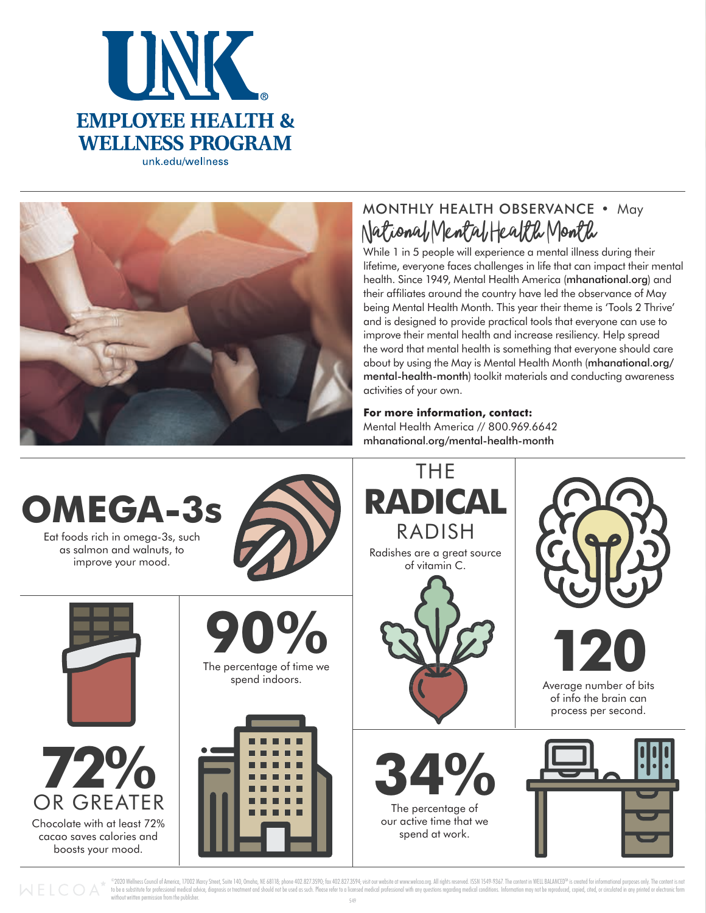# UNK EMPLOYEE HEALTH & WELLNESS PROGRAM

unk.edu/wellness

## MONTHLY HEALTH OBSERVANCE • May

### National Mental Health Month

While 1 in 5 people will experience a mental illness during their lifetime, everyone faces challenges in life that can impact their mental health. Since 1949, Mental Health America (mhanational.org) and their affiliates around the country have led the observance of May being Mental Health Month. This year their theme is 'Tools 2 Thrive' and is designed to provide practical tools that everyone can use to improve their mental health and increase resiliency. Help spread the word that mental health is something that everyone should care about by using the May is Mental Health Month (mhanational.org/mental-health-month) toolkit materials and conducting awareness activities of your own.

**For more information, contact:**
Mental Health America // 800.969.6642
mhanational.org/mental-health-month

## OMEGA-3s

Eat foods rich in omega-3s, such as salmon and walnuts, to improve your mood.

## 72% OR GREATER

Chocolate with at least 72% cacao saves calories and boosts your mood.

## 90%

The percentage of time we spend indoors.

## THE RADICAL RADISH

Radishes are a great source of vitamin C.

## 120

Average number of bits of info the brain can process per second.

## 34%

The percentage of our active time that we spend at work.

WELCOA

©2020 Wellness Council of America, 17002 Marcy Street, Suite 140, Omaha, NE 68118; phone 402.827.3590; fax 402.827.3594; visit our website at www.welcoa.org. All rights reserved. ISSN 1549-9367. The content in WELL BALANCED℠ is created for informational purposes only. The content is not to be a substitute for professional medical advice, diagnosis or treatment and should not be used as such. Please refer to a licensed medical professional with any questions regarding medical conditions. Information may not be reproduced, copied, cited, or circulated in any printed or electronic form without written permission from the publisher.